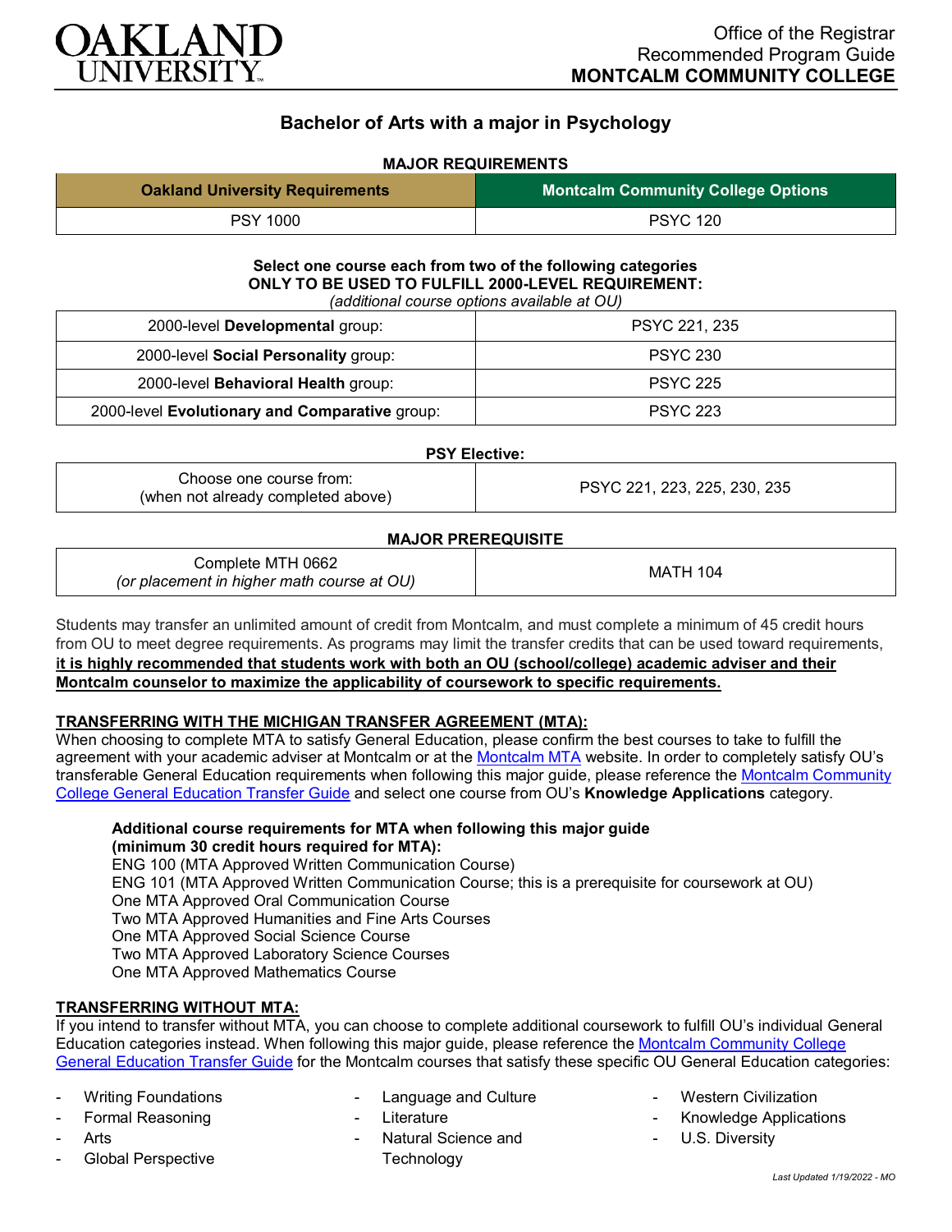OAKLAND UNIVERSITY

Office of the Registrar
Recommended Program Guide
**MONTCALM COMMUNITY COLLEGE**

# Bachelor of Arts with a major in Psychology

## MAJOR REQUIREMENTS

| Oakland University Requirements | Montcalm Community College Options |
|---|---|
| PSY 1000 | PSYC 120 |

**Select one course each from two of the following categories**
**ONLY TO BE USED TO FULFILL 2000-LEVEL REQUIREMENT:**
*(additional course options available at OU)*

| | |
|---|---|
| 2000-level **Developmental** group: | PSYC 221, 235 |
| 2000-level **Social Personality** group: | PSYC 230 |
| 2000-level **Behavioral Health** group: | PSYC 225 |
| 2000-level **Evolutionary and Comparative** group: | PSYC 223 |

**PSY Elective:**

| | |
|---|---|
| Choose one course from: (when not already completed above) | PSYC 221, 223, 225, 230, 235 |

**MAJOR PREREQUISITE**

| | |
|---|---|
| Complete MTH 0662 *(or placement in higher math course at OU)* | MATH 104 |

Students may transfer an unlimited amount of credit from Montcalm, and must complete a minimum of 45 credit hours from OU to meet degree requirements. As programs may limit the transfer credits that can be used toward requirements, **it is highly recommended that students work with both an OU (school/college) academic adviser and their Montcalm counselor to maximize the applicability of coursework to specific requirements.**

**TRANSFERRING WITH THE MICHIGAN TRANSFER AGREEMENT (MTA):**

When choosing to complete MTA to satisfy General Education, please confirm the best courses to take to fulfill the agreement with your academic adviser at Montcalm or at the Montcalm MTA website. In order to completely satisfy OU's transferable General Education requirements when following this major guide, please reference the Montcalm Community College General Education Transfer Guide and select one course from OU's **Knowledge Applications** category.

**Additional course requirements for MTA when following this major guide (minimum 30 credit hours required for MTA):**
ENG 100 (MTA Approved Written Communication Course)
ENG 101 (MTA Approved Written Communication Course; this is a prerequisite for coursework at OU)
One MTA Approved Oral Communication Course
Two MTA Approved Humanities and Fine Arts Courses
One MTA Approved Social Science Course
Two MTA Approved Laboratory Science Courses
One MTA Approved Mathematics Course

**TRANSFERRING WITHOUT MTA:**

If you intend to transfer without MTA, you can choose to complete additional coursework to fulfill OU's individual General Education categories instead. When following this major guide, please reference the Montcalm Community College General Education Transfer Guide for the Montcalm courses that satisfy these specific OU General Education categories:

- Writing Foundations
- Formal Reasoning
- Arts
- Global Perspective
- Language and Culture
- Literature
- Natural Science and Technology
- Western Civilization
- Knowledge Applications
- U.S. Diversity

*Last Updated 1/19/2022 - MO*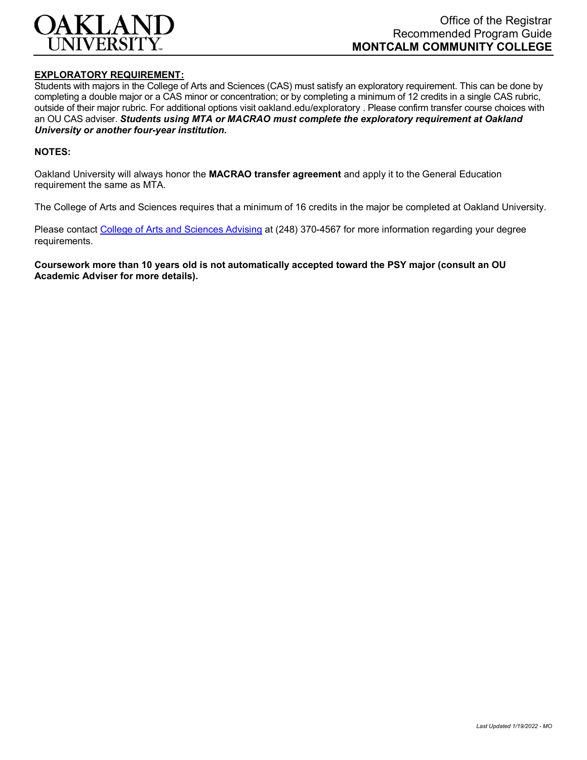**EXPLORATORY REQUIREMENT:**

Students with majors in the College of Arts and Sciences (CAS) must satisfy an exploratory requirement. This can be done by completing a double major or a CAS minor or concentration; or by completing a minimum of 12 credits in a single CAS rubric, outside of their major rubric. For additional options visit oakland.edu/exploratory . Please confirm transfer course choices with an OU CAS adviser. ***Students using MTA or MACRAO must complete the exploratory requirement at Oakland University or another four-year institution.***

**NOTES:**

Oakland University will always honor the **MACRAO transfer agreement** and apply it to the General Education requirement the same as MTA.

The College of Arts and Sciences requires that a minimum of 16 credits in the major be completed at Oakland University.

Please contact College of Arts and Sciences Advising at (248) 370-4567 for more information regarding your degree requirements.

**Coursework more than 10 years old is not automatically accepted toward the PSY major (consult an OU Academic Adviser for more details).**

*Last Updated 1/19/2022 - MO*